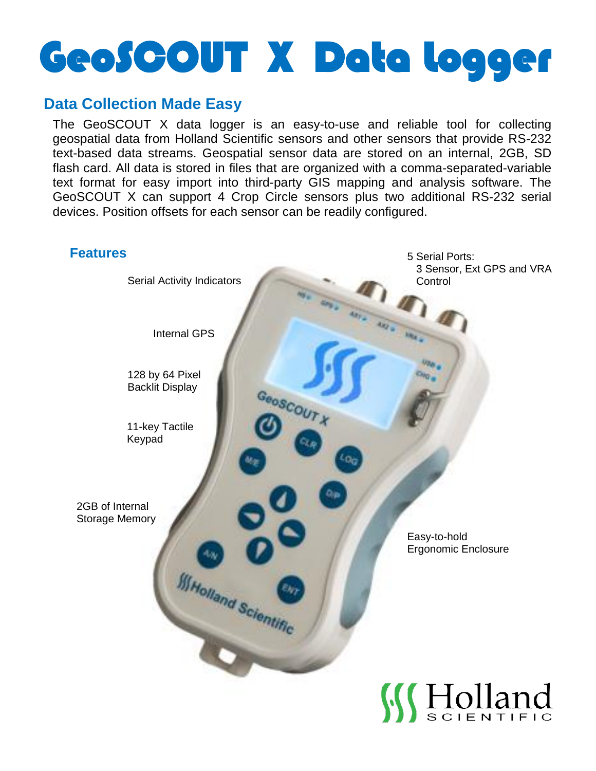# GeoSCOUT X Data logger

## Data Collection Made Easy

The GeoSCOUT X data logger is an easy-to-use and reliable tool for collecting geospatial data from Holland Scientific sensors and other sensors that provide RS-232 text-based data streams. Geospatial sensor data are stored on an internal, 2GB, SD flash card. All data is stored in files that are organized with a comma-separated-variable text format for easy import into third-party GIS mapping and analysis software. The GeoSCOUT X can support 4 Crop Circle sensors plus two additional RS-232 serial devices. Position offsets for each sensor can be readily configured.

## Features

- Serial Activity Indicators
- Internal GPS
- 128 by 64 Pixel Backlit Display
- 11-key Tactile Keypad
- 2GB of Internal Storage Memory
- 5 Serial Ports: 3 Sensor, Ext GPS and VRA Control
- Easy-to-hold Ergonomic Enclosure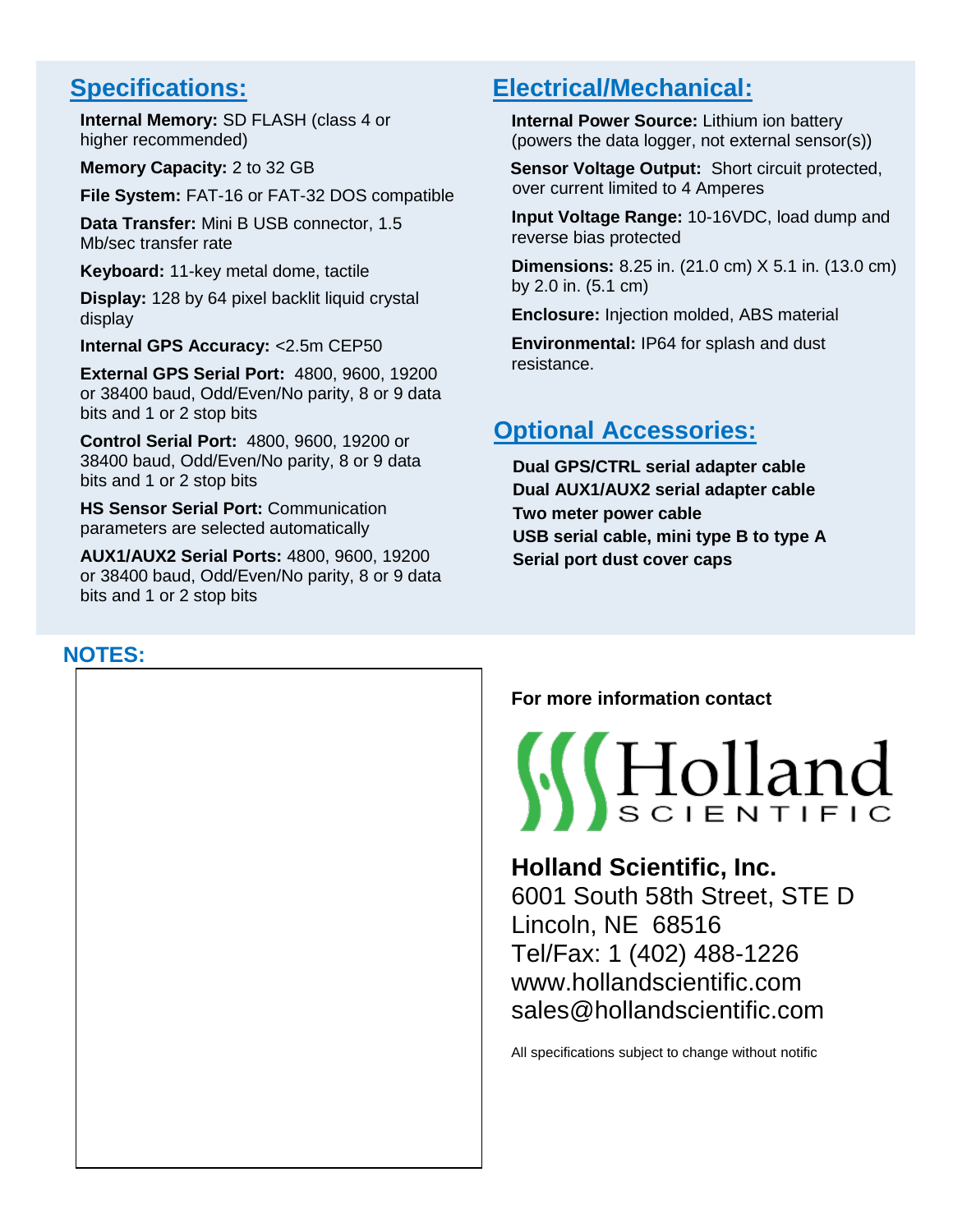## Specifications:

**Internal Memory:** SD FLASH (class 4 or higher recommended)

**Memory Capacity:** 2 to 32 GB

**File System:** FAT-16 or FAT-32 DOS compatible

**Data Transfer:** Mini B USB connector, 1.5 Mb/sec transfer rate

**Keyboard:** 11-key metal dome, tactile

**Display:** 128 by 64 pixel backlit liquid crystal display

**Internal GPS Accuracy:** <2.5m CEP50

**External GPS Serial Port:** 4800, 9600, 19200 or 38400 baud, Odd/Even/No parity, 8 or 9 data bits and 1 or 2 stop bits

**Control Serial Port:** 4800, 9600, 19200 or 38400 baud, Odd/Even/No parity, 8 or 9 data bits and 1 or 2 stop bits

**HS Sensor Serial Port:** Communication parameters are selected automatically

**AUX1/AUX2 Serial Ports:** 4800, 9600, 19200 or 38400 baud, Odd/Even/No parity, 8 or 9 data bits and 1 or 2 stop bits

## Electrical/Mechanical:

**Internal Power Source:** Lithium ion battery (powers the data logger, not external sensor(s))

**Sensor Voltage Output:** Short circuit protected, over current limited to 4 Amperes

**Input Voltage Range:** 10-16VDC, load dump and reverse bias protected

**Dimensions:** 8.25 in. (21.0 cm) X 5.1 in. (13.0 cm) by 2.0 in. (5.1 cm)

**Enclosure:** Injection molded, ABS material

**Environmental:** IP64 for splash and dust resistance.

## Optional Accessories:

**Dual GPS/CTRL serial adapter cable**
**Dual AUX1/AUX2 serial adapter cable**
**Two meter power cable**
**USB serial cable, mini type B to type A**
**Serial port dust cover caps**

## NOTES:

**For more information contact**

Holland SCIENTIFIC

**Holland Scientific, Inc.**
6001 South 58th Street, STE D
Lincoln, NE 68516
Tel/Fax: 1 (402) 488-1226
www.hollandscientific.com
sales@hollandscientific.com

All specifications subject to change without notific